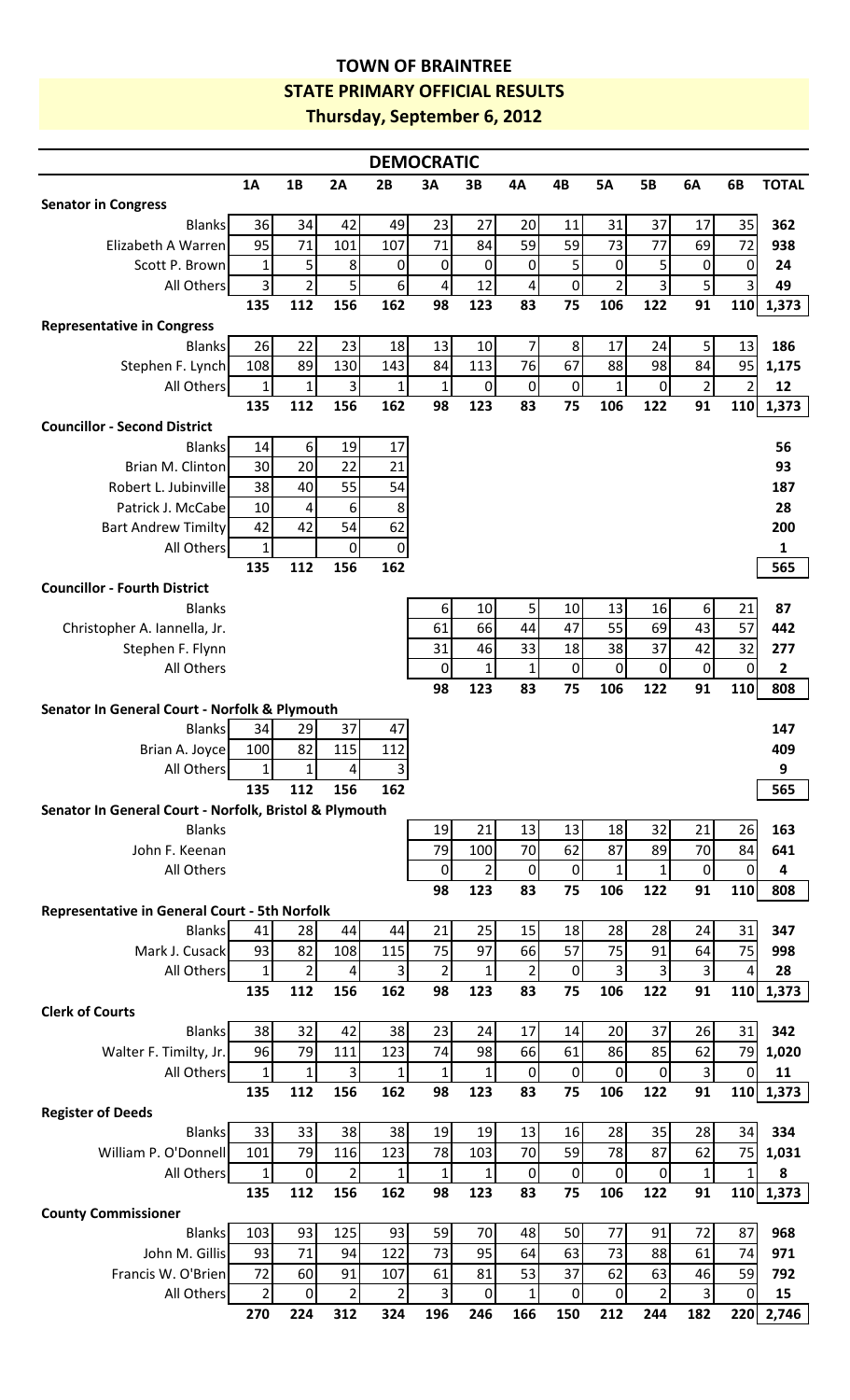# TOWN OF BRAINTREE

## STATE PRIMARY OFFICIAL RESULTS

### Thursday, September 6, 2012

**DEMOCRATIC**

| | 1A | 1B | 2A | 2B | 3A | 3B | 4A | 4B | 5A | 5B | 6A | 6B | TOTAL |
|---|---|---|---|---|---|---|---|---|---|---|---|---|---|
| **Senator in Congress** | | | | | | | | | | | | | |
| Blanks | 36 | 34 | 42 | 49 | 23 | 27 | 20 | 11 | 31 | 37 | 17 | 35 | **362** |
| Elizabeth A Warren | 95 | 71 | 101 | 107 | 71 | 84 | 59 | 59 | 73 | 77 | 69 | 72 | **938** |
| Scott P. Brown | 1 | 5 | 8 | 0 | 0 | 0 | 0 | 5 | 0 | 5 | 0 | 0 | **24** |
| All Others | 3 | 2 | 5 | 6 | 4 | 12 | 4 | 0 | 2 | 3 | 5 | 3 | **49** |
| | **135** | **112** | **156** | **162** | **98** | **123** | **83** | **75** | **106** | **122** | **91** | **110** | **1,373** |
| **Representative in Congress** | | | | | | | | | | | | | |
| Blanks | 26 | 22 | 23 | 18 | 13 | 10 | 7 | 8 | 17 | 24 | 5 | 13 | **186** |
| Stephen F. Lynch | 108 | 89 | 130 | 143 | 84 | 113 | 76 | 67 | 88 | 98 | 84 | 95 | **1,175** |
| All Others | 1 | 1 | 3 | 1 | 1 | 0 | 0 | 0 | 1 | 0 | 2 | 2 | **12** |
| | **135** | **112** | **156** | **162** | **98** | **123** | **83** | **75** | **106** | **122** | **91** | **110** | **1,373** |
| **Councillor - Second District** | | | | | | | | | | | | | |
| Blanks | 14 | 6 | 19 | 17 | | | | | | | | | **56** |
| Brian M. Clinton | 30 | 20 | 22 | 21 | | | | | | | | | **93** |
| Robert L. Jubinville | 38 | 40 | 55 | 54 | | | | | | | | | **187** |
| Patrick J. McCabe | 10 | 4 | 6 | 8 | | | | | | | | | **28** |
| Bart Andrew Timilty | 42 | 42 | 54 | 62 | | | | | | | | | **200** |
| All Others | 1 | | 0 | 0 | | | | | | | | | **1** |
| | **135** | **112** | **156** | **162** | | | | | | | | | **565** |
| **Councillor - Fourth District** | | | | | | | | | | | | | |
| Blanks | | | | | 6 | 10 | 5 | 10 | 13 | 16 | 6 | 21 | **87** |
| Christopher A. Iannella, Jr. | | | | | 61 | 66 | 44 | 47 | 55 | 69 | 43 | 57 | **442** |
| Stephen F. Flynn | | | | | 31 | 46 | 33 | 18 | 38 | 37 | 42 | 32 | **277** |
| All Others | | | | | 0 | 1 | 1 | 0 | 0 | 0 | 0 | 0 | **2** |
| | | | | | **98** | **123** | **83** | **75** | **106** | **122** | **91** | **110** | **808** |
| **Senator In General Court - Norfolk & Plymouth** | | | | | | | | | | | | | |
| Blanks | 34 | 29 | 37 | 47 | | | | | | | | | **147** |
| Brian A. Joyce | 100 | 82 | 115 | 112 | | | | | | | | | **409** |
| All Others | 1 | 1 | 4 | 3 | | | | | | | | | **9** |
| | **135** | **112** | **156** | **162** | | | | | | | | | **565** |
| **Senator In General Court - Norfolk, Bristol & Plymouth** | | | | | | | | | | | | | |
| Blanks | | | | | 19 | 21 | 13 | 13 | 18 | 32 | 21 | 26 | **163** |
| John F. Keenan | | | | | 79 | 100 | 70 | 62 | 87 | 89 | 70 | 84 | **641** |
| All Others | | | | | 0 | 2 | 0 | 0 | 1 | 1 | 0 | 0 | **4** |
| | | | | | **98** | **123** | **83** | **75** | **106** | **122** | **91** | **110** | **808** |
| **Representative in General Court - 5th Norfolk** | | | | | | | | | | | | | |
| Blanks | 41 | 28 | 44 | 44 | 21 | 25 | 15 | 18 | 28 | 28 | 24 | 31 | **347** |
| Mark J. Cusack | 93 | 82 | 108 | 115 | 75 | 97 | 66 | 57 | 75 | 91 | 64 | 75 | **998** |
| All Others | 1 | 2 | 4 | 3 | 2 | 1 | 2 | 0 | 3 | 3 | 3 | 4 | **28** |
| | **135** | **112** | **156** | **162** | **98** | **123** | **83** | **75** | **106** | **122** | **91** | **110** | **1,373** |
| **Clerk of Courts** | | | | | | | | | | | | | |
| Blanks | 38 | 32 | 42 | 38 | 23 | 24 | 17 | 14 | 20 | 37 | 26 | 31 | **342** |
| Walter F. Timilty, Jr. | 96 | 79 | 111 | 123 | 74 | 98 | 66 | 61 | 86 | 85 | 62 | 79 | **1,020** |
| All Others | 1 | 1 | 3 | 1 | 1 | 1 | 0 | 0 | 0 | 0 | 3 | 0 | **11** |
| | **135** | **112** | **156** | **162** | **98** | **123** | **83** | **75** | **106** | **122** | **91** | **110** | **1,373** |
| **Register of Deeds** | | | | | | | | | | | | | |
| Blanks | 33 | 33 | 38 | 38 | 19 | 19 | 13 | 16 | 28 | 35 | 28 | 34 | **334** |
| William P. O'Donnell | 101 | 79 | 116 | 123 | 78 | 103 | 70 | 59 | 78 | 87 | 62 | 75 | **1,031** |
| All Others | 1 | 0 | 2 | 1 | 1 | 1 | 0 | 0 | 0 | 0 | 1 | 1 | **8** |
| | **135** | **112** | **156** | **162** | **98** | **123** | **83** | **75** | **106** | **122** | **91** | **110** | **1,373** |
| **County Commissioner** | | | | | | | | | | | | | |
| Blanks | 103 | 93 | 125 | 93 | 59 | 70 | 48 | 50 | 77 | 91 | 72 | 87 | **968** |
| John M. Gillis | 93 | 71 | 94 | 122 | 73 | 95 | 64 | 63 | 73 | 88 | 61 | 74 | **971** |
| Francis W. O'Brien | 72 | 60 | 91 | 107 | 61 | 81 | 53 | 37 | 62 | 63 | 46 | 59 | **792** |
| All Others | 2 | 0 | 2 | 2 | 3 | 0 | 1 | 0 | 0 | 2 | 3 | 0 | **15** |
| | **270** | **224** | **312** | **324** | **196** | **246** | **166** | **150** | **212** | **244** | **182** | **220** | **2,746** |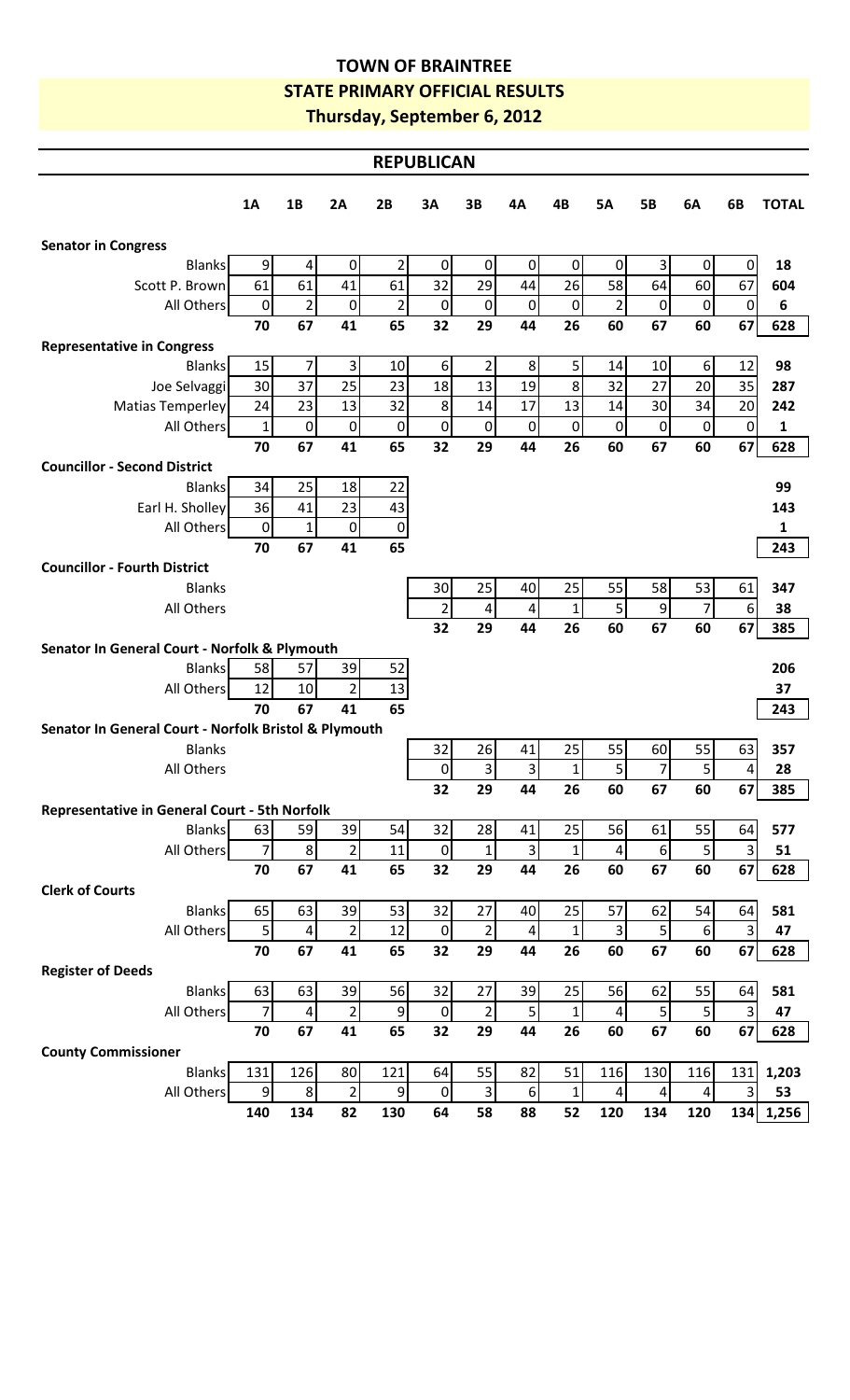# TOWN OF BRAINTREE

## STATE PRIMARY OFFICIAL RESULTS

### Thursday, September 6, 2012

## REPUBLICAN

| | 1A | 1B | 2A | 2B | 3A | 3B | 4A | 4B | 5A | 5B | 6A | 6B | TOTAL |
|---|---|---|---|---|---|---|---|---|---|---|---|---|---|
| **Senator in Congress** | | | | | | | | | | | | | |
| Blanks | 9 | 4 | 0 | 2 | 0 | 0 | 0 | 0 | 0 | 3 | 0 | 0 | **18** |
| Scott P. Brown | 61 | 61 | 41 | 61 | 32 | 29 | 44 | 26 | 58 | 64 | 60 | 67 | **604** |
| All Others | 0 | 2 | 0 | 2 | 0 | 0 | 0 | 0 | 2 | 0 | 0 | 0 | **6** |
| | **70** | **67** | **41** | **65** | **32** | **29** | **44** | **26** | **60** | **67** | **60** | **67** | **628** |
| **Representative in Congress** | | | | | | | | | | | | | |
| Blanks | 15 | 7 | 3 | 10 | 6 | 2 | 8 | 5 | 14 | 10 | 6 | 12 | **98** |
| Joe Selvaggi | 30 | 37 | 25 | 23 | 18 | 13 | 19 | 8 | 32 | 27 | 20 | 35 | **287** |
| Matias Temperley | 24 | 23 | 13 | 32 | 8 | 14 | 17 | 13 | 14 | 30 | 34 | 20 | **242** |
| All Others | 1 | 0 | 0 | 0 | 0 | 0 | 0 | 0 | 0 | 0 | 0 | 0 | **1** |
| | **70** | **67** | **41** | **65** | **32** | **29** | **44** | **26** | **60** | **67** | **60** | **67** | **628** |
| **Councillor - Second District** | | | | | | | | | | | | | |
| Blanks | 34 | 25 | 18 | 22 | | | | | | | | | **99** |
| Earl H. Sholley | 36 | 41 | 23 | 43 | | | | | | | | | **143** |
| All Others | 0 | 1 | 0 | 0 | | | | | | | | | **1** |
| | **70** | **67** | **41** | **65** | | | | | | | | | **243** |
| **Councillor - Fourth District** | | | | | | | | | | | | | |
| Blanks | | | | | 30 | 25 | 40 | 25 | 55 | 58 | 53 | 61 | **347** |
| All Others | | | | | 2 | 4 | 4 | 1 | 5 | 9 | 7 | 6 | **38** |
| | | | | | **32** | **29** | **44** | **26** | **60** | **67** | **60** | **67** | **385** |
| **Senator In General Court - Norfolk & Plymouth** | | | | | | | | | | | | | |
| Blanks | 58 | 57 | 39 | 52 | | | | | | | | | **206** |
| All Others | 12 | 10 | 2 | 13 | | | | | | | | | **37** |
| | **70** | **67** | **41** | **65** | | | | | | | | | **243** |
| **Senator In General Court - Norfolk Bristol & Plymouth** | | | | | | | | | | | | | |
| Blanks | | | | | 32 | 26 | 41 | 25 | 55 | 60 | 55 | 63 | **357** |
| All Others | | | | | 0 | 3 | 3 | 1 | 5 | 7 | 5 | 4 | **28** |
| | | | | | **32** | **29** | **44** | **26** | **60** | **67** | **60** | **67** | **385** |
| **Representative in General Court - 5th Norfolk** | | | | | | | | | | | | | |
| Blanks | 63 | 59 | 39 | 54 | 32 | 28 | 41 | 25 | 56 | 61 | 55 | 64 | **577** |
| All Others | 7 | 8 | 2 | 11 | 0 | 1 | 3 | 1 | 4 | 6 | 5 | 3 | **51** |
| | **70** | **67** | **41** | **65** | **32** | **29** | **44** | **26** | **60** | **67** | **60** | **67** | **628** |
| **Clerk of Courts** | | | | | | | | | | | | | |
| Blanks | 65 | 63 | 39 | 53 | 32 | 27 | 40 | 25 | 57 | 62 | 54 | 64 | **581** |
| All Others | 5 | 4 | 2 | 12 | 0 | 2 | 4 | 1 | 3 | 5 | 6 | 3 | **47** |
| | **70** | **67** | **41** | **65** | **32** | **29** | **44** | **26** | **60** | **67** | **60** | **67** | **628** |
| **Register of Deeds** | | | | | | | | | | | | | |
| Blanks | 63 | 63 | 39 | 56 | 32 | 27 | 39 | 25 | 56 | 62 | 55 | 64 | **581** |
| All Others | 7 | 4 | 2 | 9 | 0 | 2 | 5 | 1 | 4 | 5 | 5 | 3 | **47** |
| | **70** | **67** | **41** | **65** | **32** | **29** | **44** | **26** | **60** | **67** | **60** | **67** | **628** |
| **County Commissioner** | | | | | | | | | | | | | |
| Blanks | 131 | 126 | 80 | 121 | 64 | 55 | 82 | 51 | 116 | 130 | 116 | 131 | **1,203** |
| All Others | 9 | 8 | 2 | 9 | 0 | 3 | 6 | 1 | 4 | 4 | 4 | 3 | **53** |
| | **140** | **134** | **82** | **130** | **64** | **58** | **88** | **52** | **120** | **134** | **120** | **134** | **1,256** |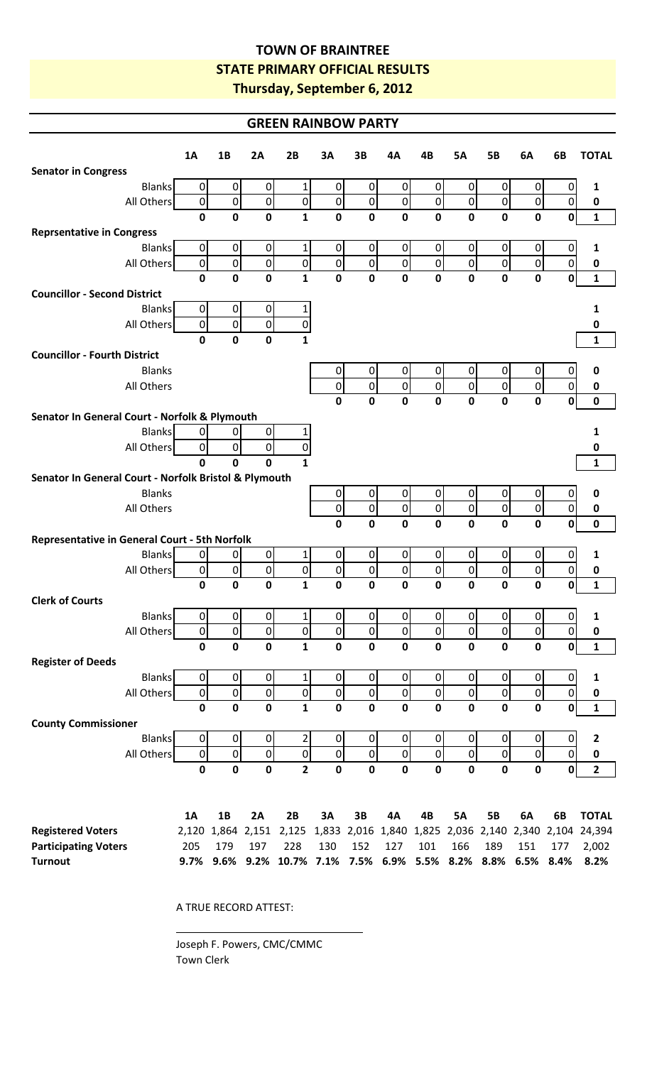# TOWN OF BRAINTREE

## STATE PRIMARY OFFICIAL RESULTS

### Thursday, September 6, 2012

## GREEN RAINBOW PARTY

| | 1A | 1B | 2A | 2B | 3A | 3B | 4A | 4B | 5A | 5B | 6A | 6B | TOTAL |
|---|---|---|---|---|---|---|---|---|---|---|---|---|---|
| **Senator in Congress** | | | | | | | | | | | | | |
| Blanks | 0 | 0 | 0 | 1 | 0 | 0 | 0 | 0 | 0 | 0 | 0 | 0 | **1** |
| All Others | 0 | 0 | 0 | 0 | 0 | 0 | 0 | 0 | 0 | 0 | 0 | 0 | **0** |
| | **0** | **0** | **0** | **1** | **0** | **0** | **0** | **0** | **0** | **0** | **0** | **0** | **1** |
| **Reprsentative in Congress** | | | | | | | | | | | | | |
| Blanks | 0 | 0 | 0 | 1 | 0 | 0 | 0 | 0 | 0 | 0 | 0 | 0 | **1** |
| All Others | 0 | 0 | 0 | 0 | 0 | 0 | 0 | 0 | 0 | 0 | 0 | 0 | **0** |
| | **0** | **0** | **0** | **1** | **0** | **0** | **0** | **0** | **0** | **0** | **0** | **0** | **1** |
| **Councillor - Second District** | | | | | | | | | | | | | |
| Blanks | 0 | 0 | 0 | 1 | | | | | | | | | **1** |
| All Others | 0 | 0 | 0 | 0 | | | | | | | | | **0** |
| | **0** | **0** | **0** | **1** | | | | | | | | | **1** |
| **Councillor - Fourth District** | | | | | | | | | | | | | |
| Blanks | | | | | 0 | 0 | 0 | 0 | 0 | 0 | 0 | 0 | **0** |
| All Others | | | | | 0 | 0 | 0 | 0 | 0 | 0 | 0 | 0 | **0** |
| | | | | | **0** | **0** | **0** | **0** | **0** | **0** | **0** | **0** | **0** |
| **Senator In General Court - Norfolk & Plymouth** | | | | | | | | | | | | | |
| Blanks | 0 | 0 | 0 | 1 | | | | | | | | | **1** |
| All Others | 0 | 0 | 0 | 0 | | | | | | | | | **0** |
| | **0** | **0** | **0** | **1** | | | | | | | | | **1** |
| **Senator In General Court - Norfolk Bristol & Plymouth** | | | | | | | | | | | | | |
| Blanks | | | | | 0 | 0 | 0 | 0 | 0 | 0 | 0 | 0 | **0** |
| All Others | | | | | 0 | 0 | 0 | 0 | 0 | 0 | 0 | 0 | **0** |
| | | | | | **0** | **0** | **0** | **0** | **0** | **0** | **0** | **0** | **0** |
| **Representative in General Court - 5th Norfolk** | | | | | | | | | | | | | |
| Blanks | 0 | 0 | 0 | 1 | 0 | 0 | 0 | 0 | 0 | 0 | 0 | 0 | **1** |
| All Others | 0 | 0 | 0 | 0 | 0 | 0 | 0 | 0 | 0 | 0 | 0 | 0 | **0** |
| | **0** | **0** | **0** | **1** | **0** | **0** | **0** | **0** | **0** | **0** | **0** | **0** | **1** |
| **Clerk of Courts** | | | | | | | | | | | | | |
| Blanks | 0 | 0 | 0 | 1 | 0 | 0 | 0 | 0 | 0 | 0 | 0 | 0 | **1** |
| All Others | 0 | 0 | 0 | 0 | 0 | 0 | 0 | 0 | 0 | 0 | 0 | 0 | **0** |
| | **0** | **0** | **0** | **1** | **0** | **0** | **0** | **0** | **0** | **0** | **0** | **0** | **1** |
| **Register of Deeds** | | | | | | | | | | | | | |
| Blanks | 0 | 0 | 0 | 1 | 0 | 0 | 0 | 0 | 0 | 0 | 0 | 0 | **1** |
| All Others | 0 | 0 | 0 | 0 | 0 | 0 | 0 | 0 | 0 | 0 | 0 | 0 | **0** |
| | **0** | **0** | **0** | **1** | **0** | **0** | **0** | **0** | **0** | **0** | **0** | **0** | **1** |
| **County Commissioner** | | | | | | | | | | | | | |
| Blanks | 0 | 0 | 0 | 2 | 0 | 0 | 0 | 0 | 0 | 0 | 0 | 0 | **2** |
| All Others | 0 | 0 | 0 | 0 | 0 | 0 | 0 | 0 | 0 | 0 | 0 | 0 | **0** |
| | **0** | **0** | **0** | **2** | **0** | **0** | **0** | **0** | **0** | **0** | **0** | **0** | **2** |

| | 1A | 1B | 2A | 2B | 3A | 3B | 4A | 4B | 5A | 5B | 6A | 6B | TOTAL |
|---|---|---|---|---|---|---|---|---|---|---|---|---|---|
| **Registered Voters** | 2,120 | 1,864 | 2,151 | 2,125 | 1,833 | 2,016 | 1,840 | 1,825 | 2,036 | 2,140 | 2,340 | 2,104 | 24,394 |
| **Participating Voters** | 205 | 179 | 197 | 228 | 130 | 152 | 127 | 101 | 166 | 189 | 151 | 177 | 2,002 |
| **Turnout** | **9.7%** | **9.6%** | **9.2%** | **10.7%** | **7.1%** | **7.5%** | **6.9%** | **5.5%** | **8.2%** | **8.8%** | **6.5%** | **8.4%** | **8.2%** |

A TRUE RECORD ATTEST:

Joseph F. Powers, CMC/CMMC
Town Clerk